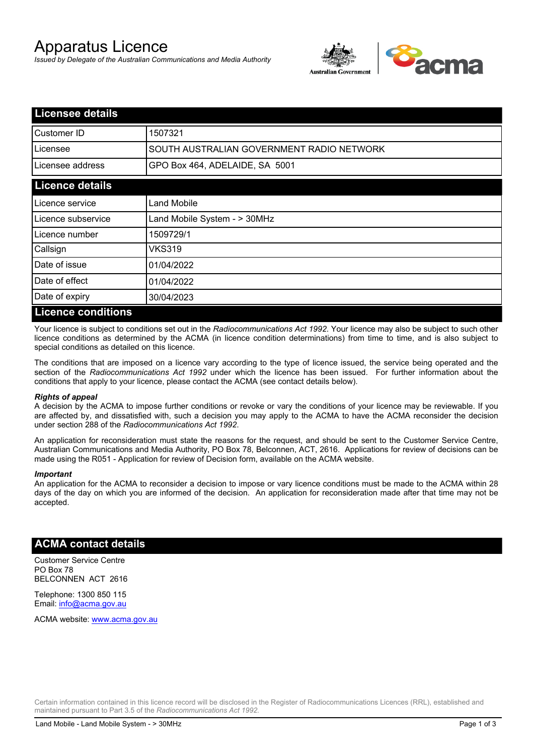# Apparatus Licence

*Issued by Delegate of the Australian Communications and Media Authority*

## Licensee details

| | |
|---|---|
| Customer ID | 1507321 |
| Licensee | SOUTH AUSTRALIAN GOVERNMENT RADIO NETWORK |
| Licensee address | GPO Box 464, ADELAIDE, SA 5001 |

## Licence details

| | |
|---|---|
| Licence service | Land Mobile |
| Licence subservice | Land Mobile System - > 30MHz |
| Licence number | 1509729/1 |
| Callsign | VKS319 |
| Date of issue | 01/04/2022 |
| Date of effect | 01/04/2022 |
| Date of expiry | 30/04/2023 |

## Licence conditions

Your licence is subject to conditions set out in the *Radiocommunications Act 1992*. Your licence may also be subject to such other licence conditions as determined by the ACMA (in licence condition determinations) from time to time, and is also subject to special conditions as detailed on this licence.

The conditions that are imposed on a licence vary according to the type of licence issued, the service being operated and the section of the *Radiocommunications Act 1992* under which the licence has been issued. For further information about the conditions that apply to your licence, please contact the ACMA (see contact details below).

***Rights of appeal***

A decision by the ACMA to impose further conditions or revoke or vary the conditions of your licence may be reviewable. If you are affected by, and dissatisfied with, such a decision you may apply to the ACMA to have the ACMA reconsider the decision under section 288 of the *Radiocommunications Act 1992*.

An application for reconsideration must state the reasons for the request, and should be sent to the Customer Service Centre, Australian Communications and Media Authority, PO Box 78, Belconnen, ACT, 2616. Applications for review of decisions can be made using the R051 - Application for review of Decision form, available on the ACMA website.

***Important***

An application for the ACMA to reconsider a decision to impose or vary licence conditions must be made to the ACMA within 28 days of the day on which you are informed of the decision. An application for reconsideration made after that time may not be accepted.

## ACMA contact details

Customer Service Centre
PO Box 78
BELCONNEN ACT 2616

Telephone: 1300 850 115
Email: info@acma.gov.au

ACMA website: www.acma.gov.au

Certain information contained in this licence record will be disclosed in the Register of Radiocommunications Licences (RRL), established and maintained pursuant to Part 3.5 of the *Radiocommunications Act 1992.*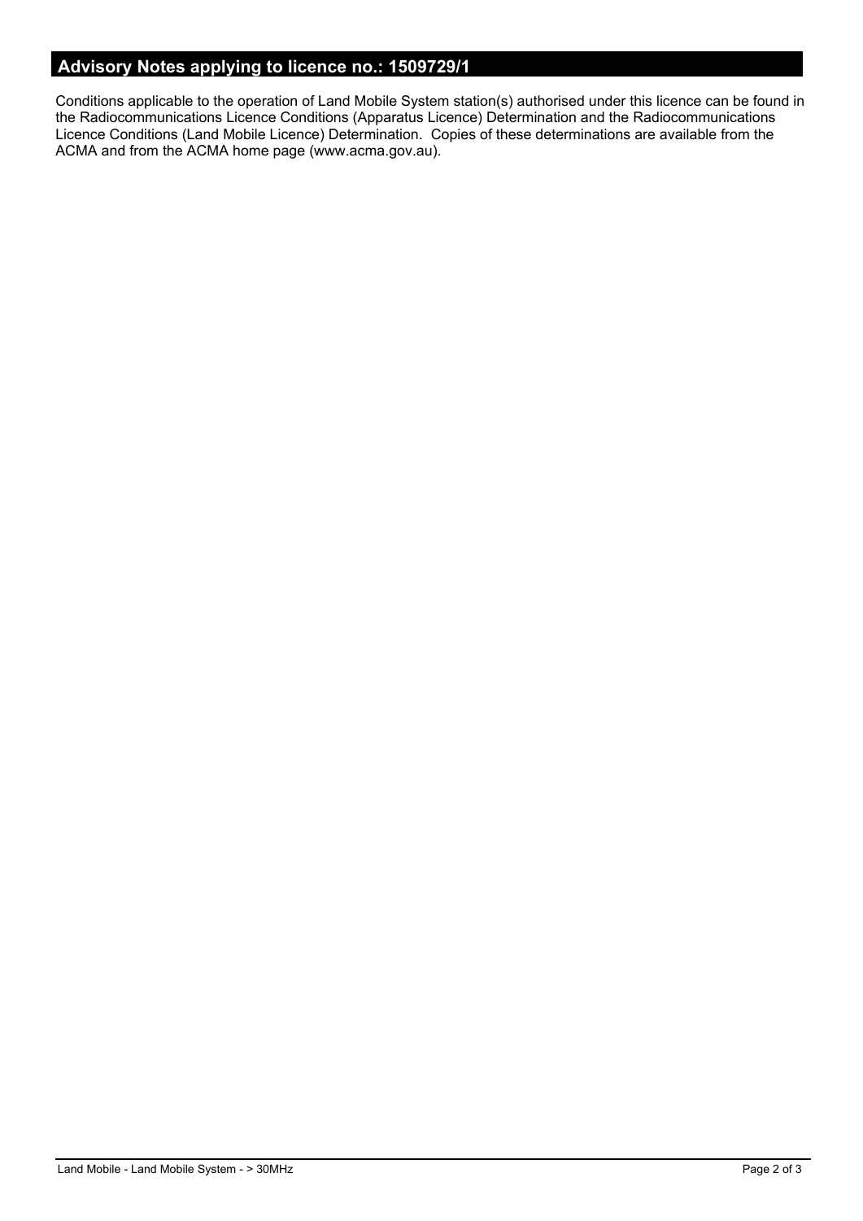## Advisory Notes applying to licence no.: 1509729/1

Conditions applicable to the operation of Land Mobile System station(s) authorised under this licence can be found in the Radiocommunications Licence Conditions (Apparatus Licence) Determination and the Radiocommunications Licence Conditions (Land Mobile Licence) Determination. Copies of these determinations are available from the ACMA and from the ACMA home page (www.acma.gov.au).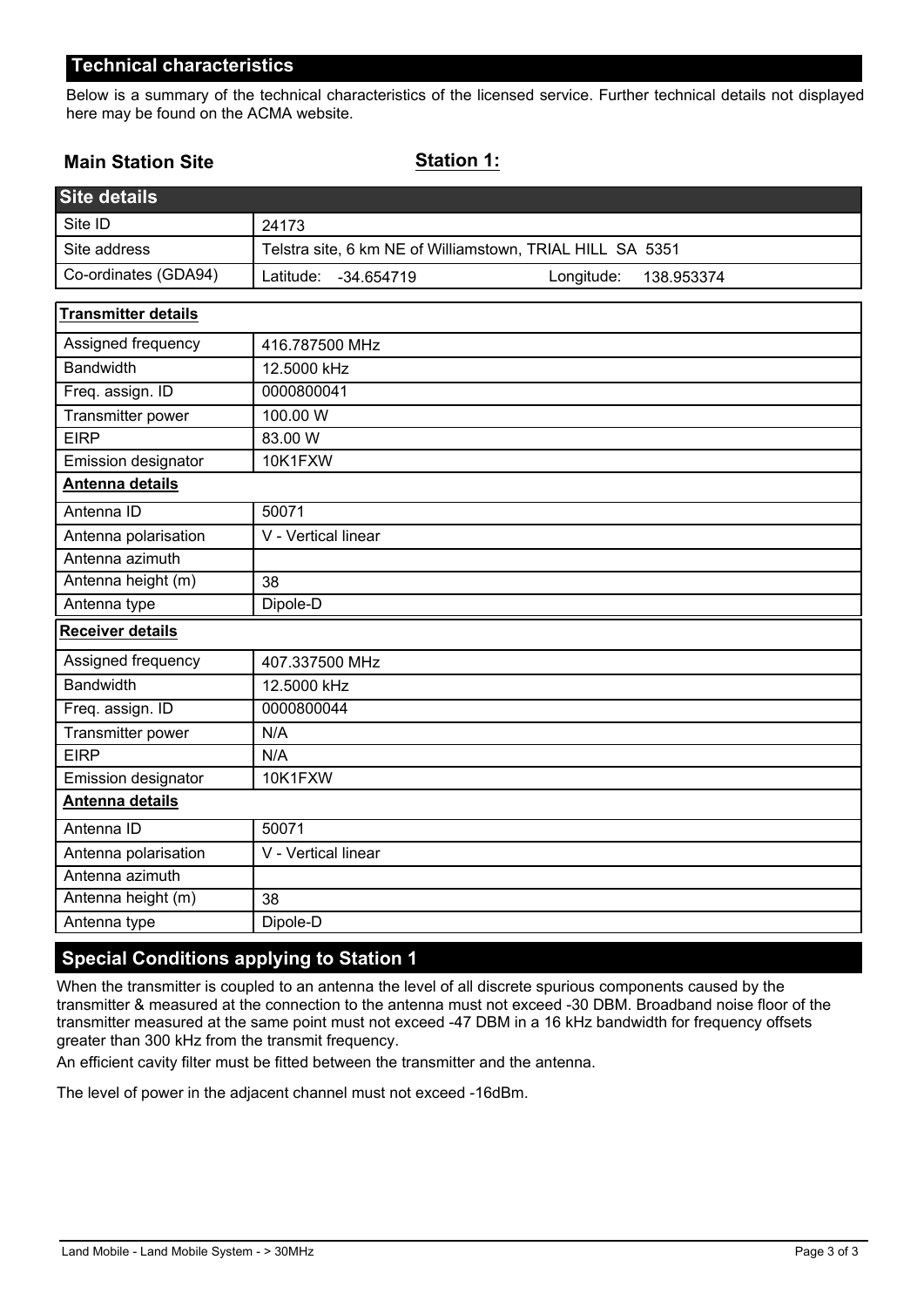## Technical characteristics

Below is a summary of the technical characteristics of the licensed service. Further technical details not displayed here may be found on the ACMA website.

**Main Station Site** **Station 1:**

| Site details | |
|---|---|
| Site ID | 24173 |
| Site address | Telstra site, 6 km NE of Williamstown, TRIAL HILL SA 5351 |
| Co-ordinates (GDA94) | Latitude: -34.654719 Longitude: 138.953374 |

| Transmitter details | |
|---|---|
| Assigned frequency | 416.787500 MHz |
| Bandwidth | 12.5000 kHz |
| Freq. assign. ID | 0000800041 |
| Transmitter power | 100.00 W |
| EIRP | 83.00 W |
| Emission designator | 10K1FXW |
| **Antenna details** | |
| Antenna ID | 50071 |
| Antenna polarisation | V - Vertical linear |
| Antenna azimuth | |
| Antenna height (m) | 38 |
| Antenna type | Dipole-D |
| **Receiver details** | |
| Assigned frequency | 407.337500 MHz |
| Bandwidth | 12.5000 kHz |
| Freq. assign. ID | 0000800044 |
| Transmitter power | N/A |
| EIRP | N/A |
| Emission designator | 10K1FXW |
| **Antenna details** | |
| Antenna ID | 50071 |
| Antenna polarisation | V - Vertical linear |
| Antenna azimuth | |
| Antenna height (m) | 38 |
| Antenna type | Dipole-D |

## Special Conditions applying to Station 1

When the transmitter is coupled to an antenna the level of all discrete spurious components caused by the transmitter & measured at the connection to the antenna must not exceed -30 DBM. Broadband noise floor of the transmitter measured at the same point must not exceed -47 DBM in a 16 kHz bandwidth for frequency offsets greater than 300 kHz from the transmit frequency.

An efficient cavity filter must be fitted between the transmitter and the antenna.

The level of power in the adjacent channel must not exceed -16dBm.